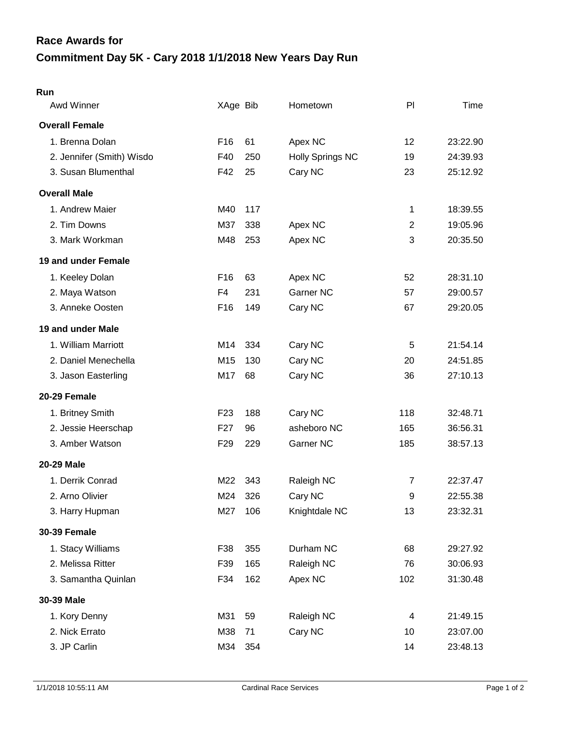# Race Awards for

# Commitment Day 5K - Cary 2018 1/1/2018 New Years Day Run

## Run

| Awd Winner | XAge | Bib | Hometown | Pl | Time |
|---|---|---|---|---|---|
| **Overall Female** | | | | | |
| 1. Brenna Dolan | F16 | 61 | Apex NC | 12 | 23:22.90 |
| 2. Jennifer (Smith) Wisdo | F40 | 250 | Holly Springs NC | 19 | 24:39.93 |
| 3. Susan Blumenthal | F42 | 25 | Cary NC | 23 | 25:12.92 |
| **Overall Male** | | | | | |
| 1. Andrew Maier | M40 | 117 | | 1 | 18:39.55 |
| 2. Tim Downs | M37 | 338 | Apex NC | 2 | 19:05.96 |
| 3. Mark Workman | M48 | 253 | Apex NC | 3 | 20:35.50 |
| **19 and under Female** | | | | | |
| 1. Keeley Dolan | F16 | 63 | Apex NC | 52 | 28:31.10 |
| 2. Maya Watson | F4 | 231 | Garner NC | 57 | 29:00.57 |
| 3. Anneke Oosten | F16 | 149 | Cary NC | 67 | 29:20.05 |
| **19 and under Male** | | | | | |
| 1. William Marriott | M14 | 334 | Cary NC | 5 | 21:54.14 |
| 2. Daniel Menechella | M15 | 130 | Cary NC | 20 | 24:51.85 |
| 3. Jason Easterling | M17 | 68 | Cary NC | 36 | 27:10.13 |
| **20-29 Female** | | | | | |
| 1. Britney Smith | F23 | 188 | Cary NC | 118 | 32:48.71 |
| 2. Jessie Heerschap | F27 | 96 | asheboro NC | 165 | 36:56.31 |
| 3. Amber Watson | F29 | 229 | Garner NC | 185 | 38:57.13 |
| **20-29 Male** | | | | | |
| 1. Derrik Conrad | M22 | 343 | Raleigh NC | 7 | 22:37.47 |
| 2. Arno Olivier | M24 | 326 | Cary NC | 9 | 22:55.38 |
| 3. Harry Hupman | M27 | 106 | Knightdale NC | 13 | 23:32.31 |
| **30-39 Female** | | | | | |
| 1. Stacy Williams | F38 | 355 | Durham NC | 68 | 29:27.92 |
| 2. Melissa Ritter | F39 | 165 | Raleigh NC | 76 | 30:06.93 |
| 3. Samantha Quinlan | F34 | 162 | Apex NC | 102 | 31:30.48 |
| **30-39 Male** | | | | | |
| 1. Kory Denny | M31 | 59 | Raleigh NC | 4 | 21:49.15 |
| 2. Nick Errato | M38 | 71 | Cary NC | 10 | 23:07.00 |
| 3. JP Carlin | M34 | 354 | | 14 | 23:48.13 |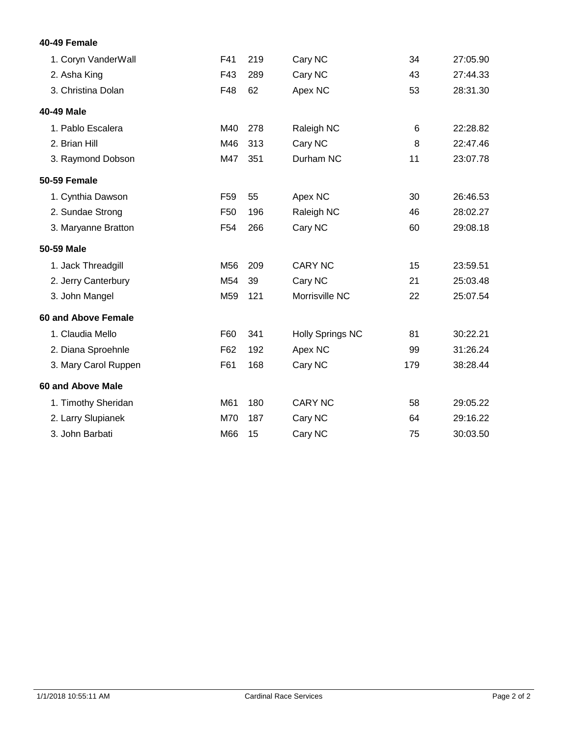**40-49 Female**

| | | | | | |
|---|---|---|---|---|---|
| 1. Coryn VanderWall | F41 | 219 | Cary NC | 34 | 27:05.90 |
| 2. Asha King | F43 | 289 | Cary NC | 43 | 27:44.33 |
| 3. Christina Dolan | F48 | 62 | Apex NC | 53 | 28:31.30 |

**40-49 Male**

| | | | | | |
|---|---|---|---|---|---|
| 1. Pablo Escalera | M40 | 278 | Raleigh NC | 6 | 22:28.82 |
| 2. Brian Hill | M46 | 313 | Cary NC | 8 | 22:47.46 |
| 3. Raymond Dobson | M47 | 351 | Durham NC | 11 | 23:07.78 |

**50-59 Female**

| | | | | | |
|---|---|---|---|---|---|
| 1. Cynthia Dawson | F59 | 55 | Apex NC | 30 | 26:46.53 |
| 2. Sundae Strong | F50 | 196 | Raleigh NC | 46 | 28:02.27 |
| 3. Maryanne Bratton | F54 | 266 | Cary NC | 60 | 29:08.18 |

**50-59 Male**

| | | | | | |
|---|---|---|---|---|---|
| 1. Jack Threadgill | M56 | 209 | CARY NC | 15 | 23:59.51 |
| 2. Jerry Canterbury | M54 | 39 | Cary NC | 21 | 25:03.48 |
| 3. John Mangel | M59 | 121 | Morrisville NC | 22 | 25:07.54 |

**60 and Above Female**

| | | | | | |
|---|---|---|---|---|---|
| 1. Claudia Mello | F60 | 341 | Holly Springs NC | 81 | 30:22.21 |
| 2. Diana Sproehnle | F62 | 192 | Apex NC | 99 | 31:26.24 |
| 3. Mary Carol Ruppen | F61 | 168 | Cary NC | 179 | 38:28.44 |

**60 and Above Male**

| | | | | | |
|---|---|---|---|---|---|
| 1. Timothy Sheridan | M61 | 180 | CARY NC | 58 | 29:05.22 |
| 2. Larry Slupianek | M70 | 187 | Cary NC | 64 | 29:16.22 |
| 3. John Barbati | M66 | 15 | Cary NC | 75 | 30:03.50 |